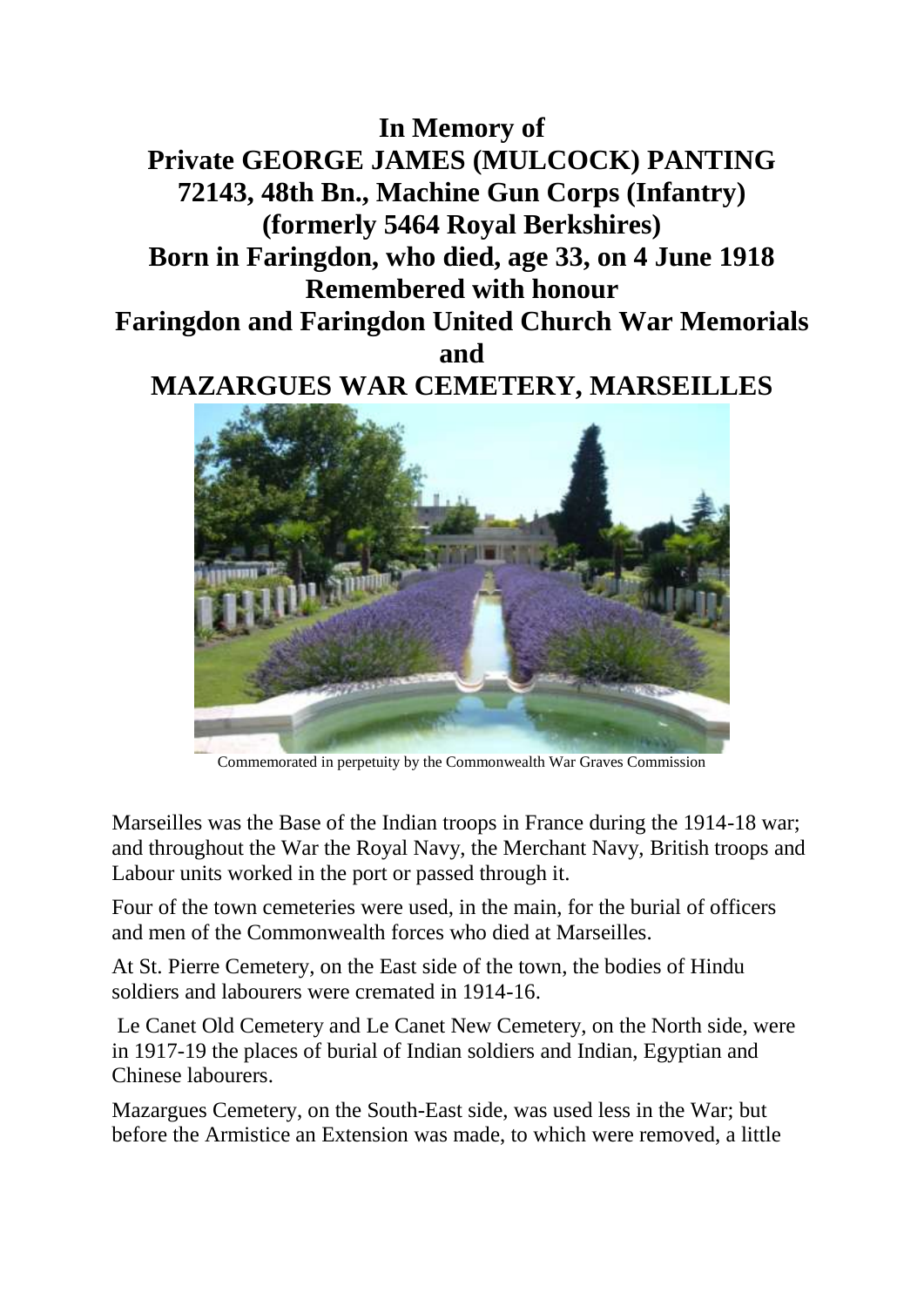# In Memory of

# Private GEORGE JAMES (MULCOCK) PANTING

# 72143, 48th Bn., Machine Gun Corps (Infantry)

# (formerly 5464 Royal Berkshires)

# Born in Faringdon, who died, age 33, on 4 June 1918

# Remembered with honour

# Faringdon and Faringdon United Church War Memorials

# and

# MAZARGUES WAR CEMETERY, MARSEILLES

Commemorated in perpetuity by the Commonwealth War Graves Commission

Marseilles was the Base of the Indian troops in France during the 1914-18 war; and throughout the War the Royal Navy, the Merchant Navy, British troops and Labour units worked in the port or passed through it.

Four of the town cemeteries were used, in the main, for the burial of officers and men of the Commonwealth forces who died at Marseilles.

At St. Pierre Cemetery, on the East side of the town, the bodies of Hindu soldiers and labourers were cremated in 1914-16.

Le Canet Old Cemetery and Le Canet New Cemetery, on the North side, were in 1917-19 the places of burial of Indian soldiers and Indian, Egyptian and Chinese labourers.

Mazargues Cemetery, on the South-East side, was used less in the War; but before the Armistice an Extension was made, to which were removed, a little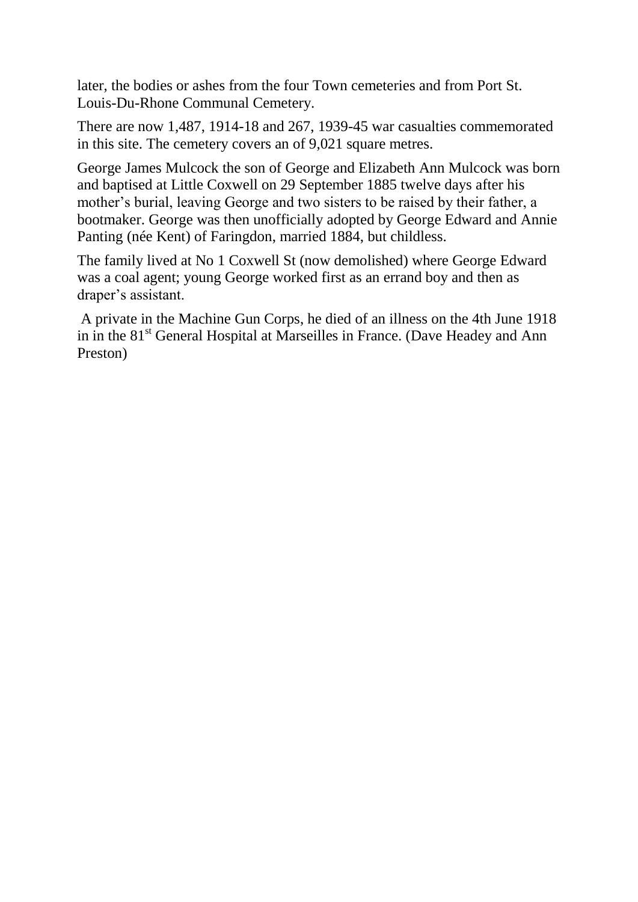later, the bodies or ashes from the four Town cemeteries and from Port St. Louis-Du-Rhone Communal Cemetery.

There are now 1,487, 1914-18 and 267, 1939-45 war casualties commemorated in this site. The cemetery covers an of 9,021 square metres.

George James Mulcock the son of George and Elizabeth Ann Mulcock was born and baptised at Little Coxwell on 29 September 1885 twelve days after his mother's burial, leaving George and two sisters to be raised by their father, a bootmaker. George was then unofficially adopted by George Edward and Annie Panting (née Kent) of Faringdon, married 1884, but childless.

The family lived at No 1 Coxwell St (now demolished) where George Edward was a coal agent; young George worked first as an errand boy and then as draper's assistant.

A private in the Machine Gun Corps, he died of an illness on the 4th June 1918 in in the 81st General Hospital at Marseilles in France. (Dave Headey and Ann Preston)